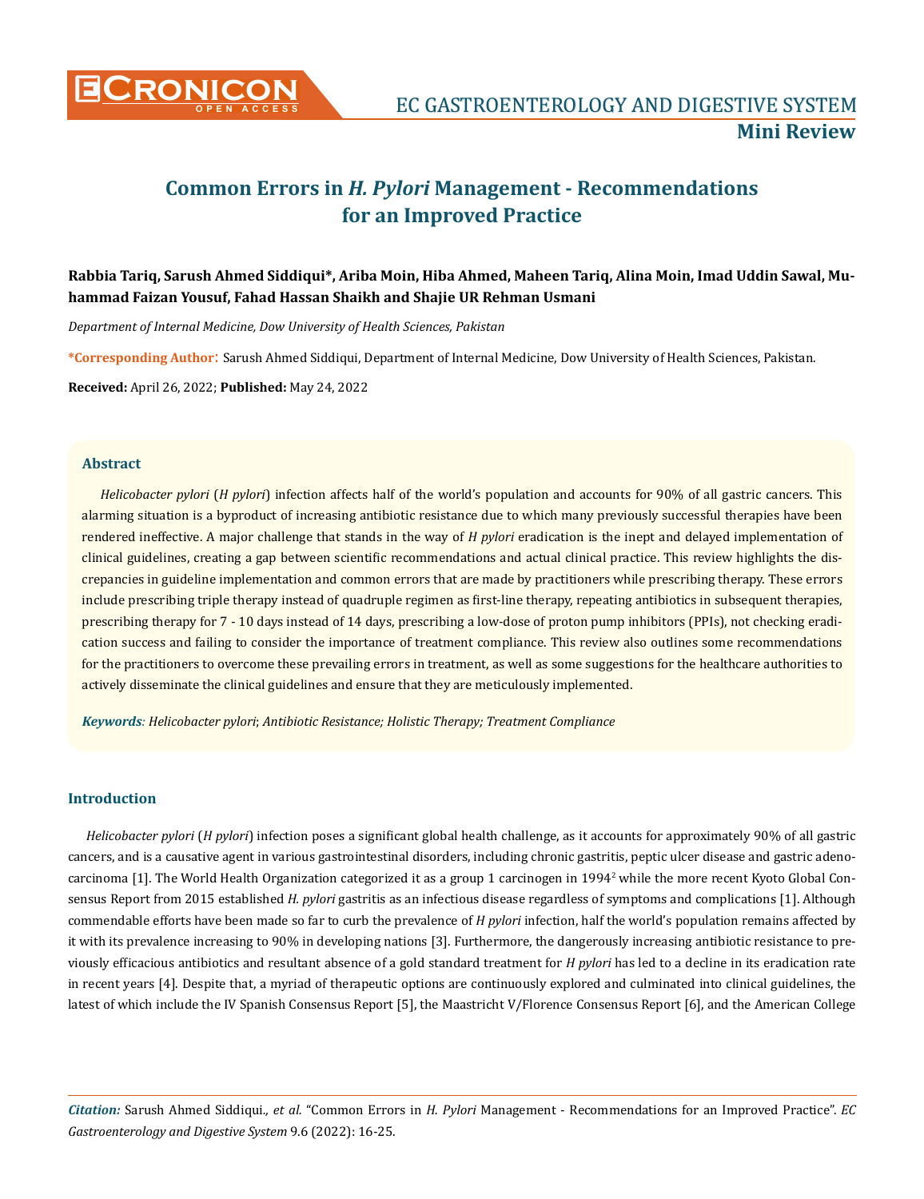# Common Errors in *H. Pylori* Management - Recommendations for an Improved Practice

**Rabbia Tariq, Sarush Ahmed Siddiqui*, Ariba Moin, Hiba Ahmed, Maheen Tariq, Alina Moin, Imad Uddin Sawal, Muhammad Faizan Yousuf, Fahad Hassan Shaikh and Shajie UR Rehman Usmani**

*Department of Internal Medicine, Dow University of Health Sciences, Pakistan*

**\*Corresponding Author:** Sarush Ahmed Siddiqui, Department of Internal Medicine, Dow University of Health Sciences, Pakistan.

**Received:** April 26, 2022; **Published:** May 24, 2022

## Abstract

*Helicobacter pylori* (*H pylori*) infection affects half of the world's population and accounts for 90% of all gastric cancers. This alarming situation is a byproduct of increasing antibiotic resistance due to which many previously successful therapies have been rendered ineffective. A major challenge that stands in the way of *H pylori* eradication is the inept and delayed implementation of clinical guidelines, creating a gap between scientific recommendations and actual clinical practice. This review highlights the discrepancies in guideline implementation and common errors that are made by practitioners while prescribing therapy. These errors include prescribing triple therapy instead of quadruple regimen as first-line therapy, repeating antibiotics in subsequent therapies, prescribing therapy for 7 - 10 days instead of 14 days, prescribing a low-dose of proton pump inhibitors (PPIs), not checking eradication success and failing to consider the importance of treatment compliance. This review also outlines some recommendations for the practitioners to overcome these prevailing errors in treatment, as well as some suggestions for the healthcare authorities to actively disseminate the clinical guidelines and ensure that they are meticulously implemented.

***Keywords**: Helicobacter pylori; Antibiotic Resistance; Holistic Therapy; Treatment Compliance*

## Introduction

*Helicobacter pylori* (*H pylori*) infection poses a significant global health challenge, as it accounts for approximately 90% of all gastric cancers, and is a causative agent in various gastrointestinal disorders, including chronic gastritis, peptic ulcer disease and gastric adenocarcinoma [1]. The World Health Organization categorized it as a group 1 carcinogen in 1994[2] while the more recent Kyoto Global Consensus Report from 2015 established *H. pylori* gastritis as an infectious disease regardless of symptoms and complications [1]. Although commendable efforts have been made so far to curb the prevalence of *H pylori* infection, half the world's population remains affected by it with its prevalence increasing to 90% in developing nations [3]. Furthermore, the dangerously increasing antibiotic resistance to previously efficacious antibiotics and resultant absence of a gold standard treatment for *H pylori* has led to a decline in its eradication rate in recent years [4]. Despite that, a myriad of therapeutic options are continuously explored and culminated into clinical guidelines, the latest of which include the IV Spanish Consensus Report [5], the Maastricht V/Florence Consensus Report [6], and the American College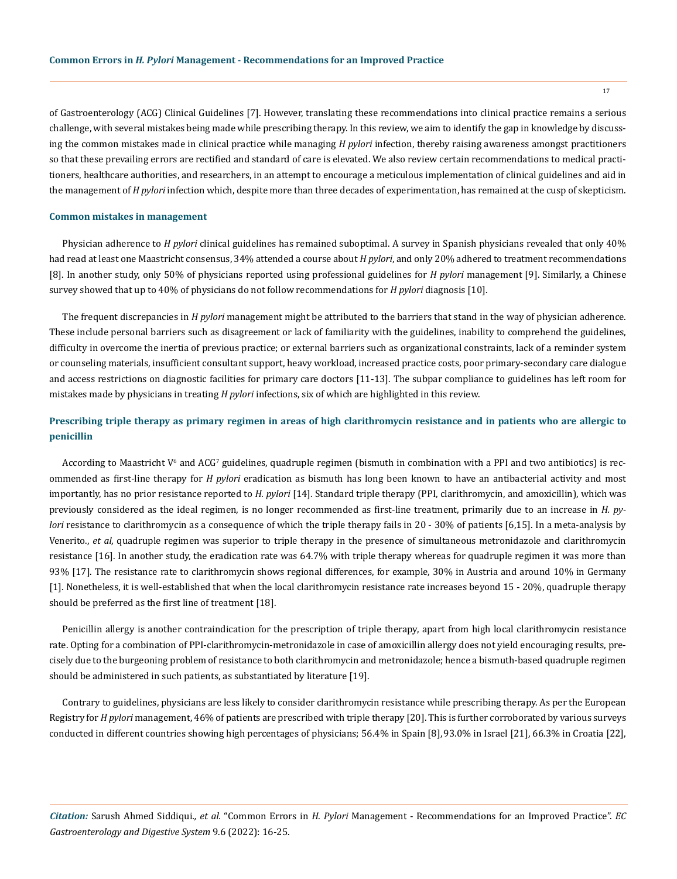of Gastroenterology (ACG) Clinical Guidelines [7]. However, translating these recommendations into clinical practice remains a serious challenge, with several mistakes being made while prescribing therapy. In this review, we aim to identify the gap in knowledge by discussing the common mistakes made in clinical practice while managing *H pylori* infection, thereby raising awareness amongst practitioners so that these prevailing errors are rectified and standard of care is elevated. We also review certain recommendations to medical practitioners, healthcare authorities, and researchers, in an attempt to encourage a meticulous implementation of clinical guidelines and aid in the management of *H pylori* infection which, despite more than three decades of experimentation, has remained at the cusp of skepticism.

## Common mistakes in management

Physician adherence to *H pylori* clinical guidelines has remained suboptimal. A survey in Spanish physicians revealed that only 40% had read at least one Maastricht consensus, 34% attended a course about *H pylori*, and only 20% adhered to treatment recommendations [8]. In another study, only 50% of physicians reported using professional guidelines for *H pylori* management [9]. Similarly, a Chinese survey showed that up to 40% of physicians do not follow recommendations for *H pylori* diagnosis [10].

The frequent discrepancies in *H pylori* management might be attributed to the barriers that stand in the way of physician adherence. These include personal barriers such as disagreement or lack of familiarity with the guidelines, inability to comprehend the guidelines, difficulty in overcome the inertia of previous practice; or external barriers such as organizational constraints, lack of a reminder system or counseling materials, insufficient consultant support, heavy workload, increased practice costs, poor primary-secondary care dialogue and access restrictions on diagnostic facilities for primary care doctors [11-13]. The subpar compliance to guidelines has left room for mistakes made by physicians in treating *H pylori* infections, six of which are highlighted in this review.

### Prescribing triple therapy as primary regimen in areas of high clarithromycin resistance and in patients who are allergic to penicillin

According to Maastricht V[6] and ACG[7] guidelines, quadruple regimen (bismuth in combination with a PPI and two antibiotics) is recommended as first-line therapy for *H pylori* eradication as bismuth has long been known to have an antibacterial activity and most importantly, has no prior resistance to *H. pylori* [14]. Standard triple therapy (PPI, clarithromycin, and amoxicillin), which was previously considered as the ideal regimen, is no longer recommended as first-line treatment, primarily due to an increase in *H. pylori* resistance to clarithromycin as a consequence of which the triple therapy fails in 20 - 30% of patients [6,15]. In a meta-analysis by Venerito., *et al,* quadruple regimen was superior to triple therapy in the presence of simultaneous metronidazole and clarithromycin resistance [16]. In another study, the eradication rate was 64.7% with triple therapy whereas for quadruple regimen it was more than 93% [17]. The resistance rate to clarithromycin shows regional differences, for example, 30% in Austria and around 10% in Germany [1]. Nonetheless, it is well-established that when the local clarithromycin resistance rate increases beyond 15 - 20%, quadruple therapy should be preferred as the first line of treatment [18].

Penicillin allergy is another contraindication for the prescription of triple therapy, apart from high local clarithromycin resistance rate. Opting for a combination of PPI-clarithromycin-metronidazole in case of amoxicillin allergy does not yield encouraging results, precisely due to the burgeoning problem of resistance to both clarithromycin and metronidazole; hence a bismuth-based quadruple regimen should be administered in such patients, as substantiated by literature [19].

Contrary to guidelines, physicians are less likely to consider clarithromycin resistance while prescribing therapy. As per the European Registry for *H pylori* management, 46% of patients are prescribed with triple therapy [20]. This is further corroborated by various surveys conducted in different countries showing high percentages of physicians; 56.4% in Spain [8], 93.0% in Israel [21], 66.3% in Croatia [22],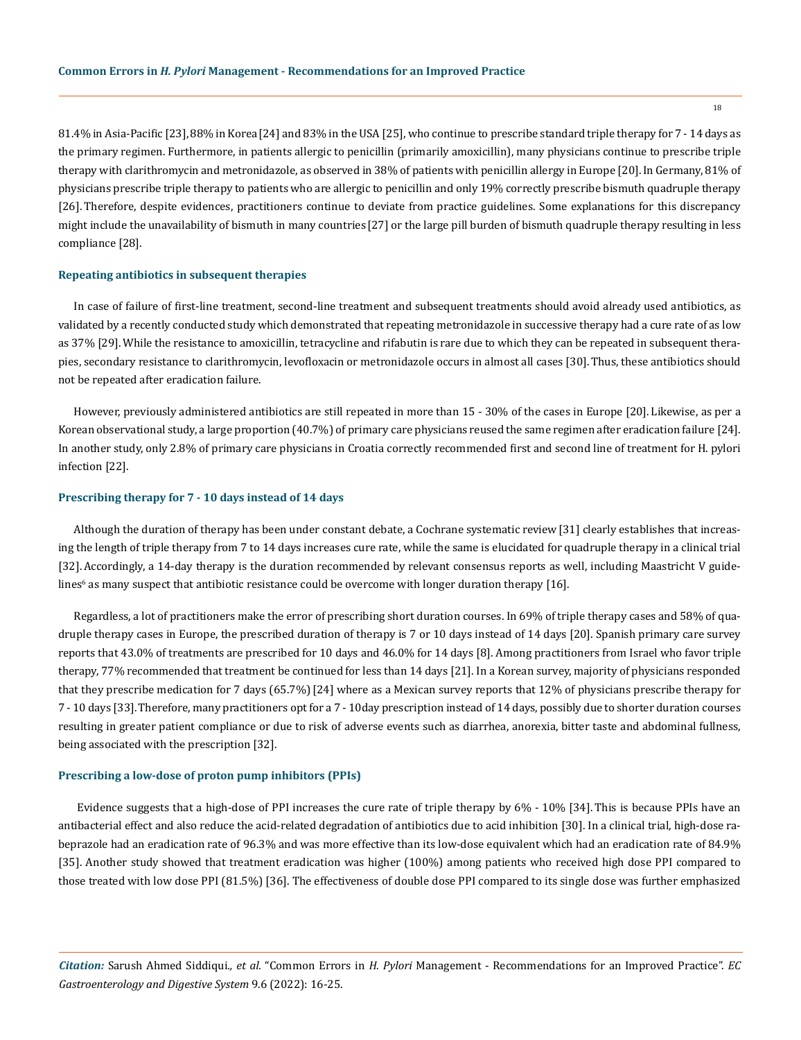81.4% in Asia-Pacific [23], 88% in Korea [24] and 83% in the USA [25], who continue to prescribe standard triple therapy for 7 - 14 days as the primary regimen. Furthermore, in patients allergic to penicillin (primarily amoxicillin), many physicians continue to prescribe triple therapy with clarithromycin and metronidazole, as observed in 38% of patients with penicillin allergy in Europe [20]. In Germany, 81% of physicians prescribe triple therapy to patients who are allergic to penicillin and only 19% correctly prescribe bismuth quadruple therapy [26]. Therefore, despite evidences, practitioners continue to deviate from practice guidelines. Some explanations for this discrepancy might include the unavailability of bismuth in many countries [27] or the large pill burden of bismuth quadruple therapy resulting in less compliance [28].

### Repeating antibiotics in subsequent therapies

In case of failure of first-line treatment, second-line treatment and subsequent treatments should avoid already used antibiotics, as validated by a recently conducted study which demonstrated that repeating metronidazole in successive therapy had a cure rate of as low as 37% [29]. While the resistance to amoxicillin, tetracycline and rifabutin is rare due to which they can be repeated in subsequent therapies, secondary resistance to clarithromycin, levofloxacin or metronidazole occurs in almost all cases [30]. Thus, these antibiotics should not be repeated after eradication failure.

However, previously administered antibiotics are still repeated in more than 15 - 30% of the cases in Europe [20]. Likewise, as per a Korean observational study, a large proportion (40.7%) of primary care physicians reused the same regimen after eradication failure [24]. In another study, only 2.8% of primary care physicians in Croatia correctly recommended first and second line of treatment for H. pylori infection [22].

### Prescribing therapy for 7 - 10 days instead of 14 days

Although the duration of therapy has been under constant debate, a Cochrane systematic review [31] clearly establishes that increasing the length of triple therapy from 7 to 14 days increases cure rate, while the same is elucidated for quadruple therapy in a clinical trial [32]. Accordingly, a 14-day therapy is the duration recommended by relevant consensus reports as well, including Maastricht V guidelines[6] as many suspect that antibiotic resistance could be overcome with longer duration therapy [16].

Regardless, a lot of practitioners make the error of prescribing short duration courses. In 69% of triple therapy cases and 58% of quadruple therapy cases in Europe, the prescribed duration of therapy is 7 or 10 days instead of 14 days [20]. Spanish primary care survey reports that 43.0% of treatments are prescribed for 10 days and 46.0% for 14 days [8]. Among practitioners from Israel who favor triple therapy, 77% recommended that treatment be continued for less than 14 days [21]. In a Korean survey, majority of physicians responded that they prescribe medication for 7 days (65.7%) [24] where as a Mexican survey reports that 12% of physicians prescribe therapy for 7 - 10 days [33]. Therefore, many practitioners opt for a 7 - 10day prescription instead of 14 days, possibly due to shorter duration courses resulting in greater patient compliance or due to risk of adverse events such as diarrhea, anorexia, bitter taste and abdominal fullness, being associated with the prescription [32].

### Prescribing a low-dose of proton pump inhibitors (PPIs)

Evidence suggests that a high-dose of PPI increases the cure rate of triple therapy by 6% - 10% [34]. This is because PPIs have an antibacterial effect and also reduce the acid-related degradation of antibiotics due to acid inhibition [30]. In a clinical trial, high-dose rabeprazole had an eradication rate of 96.3% and was more effective than its low-dose equivalent which had an eradication rate of 84.9% [35]. Another study showed that treatment eradication was higher (100%) among patients who received high dose PPI compared to those treated with low dose PPI (81.5%) [36]. The effectiveness of double dose PPI compared to its single dose was further emphasized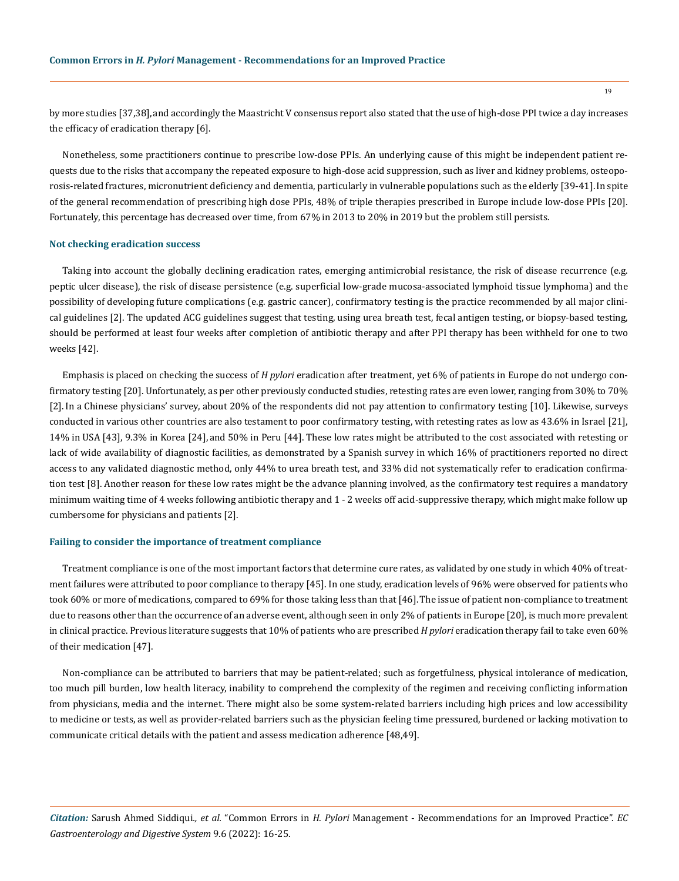by more studies [37,38], and accordingly the Maastricht V consensus report also stated that the use of high-dose PPI twice a day increases the efficacy of eradication therapy [6].

Nonetheless, some practitioners continue to prescribe low-dose PPIs. An underlying cause of this might be independent patient requests due to the risks that accompany the repeated exposure to high-dose acid suppression, such as liver and kidney problems, osteoporosis-related fractures, micronutrient deficiency and dementia, particularly in vulnerable populations such as the elderly [39-41]. In spite of the general recommendation of prescribing high dose PPIs, 48% of triple therapies prescribed in Europe include low-dose PPIs [20]. Fortunately, this percentage has decreased over time, from 67% in 2013 to 20% in 2019 but the problem still persists.

### Not checking eradication success

Taking into account the globally declining eradication rates, emerging antimicrobial resistance, the risk of disease recurrence (e.g. peptic ulcer disease), the risk of disease persistence (e.g. superficial low-grade mucosa-associated lymphoid tissue lymphoma) and the possibility of developing future complications (e.g. gastric cancer), confirmatory testing is the practice recommended by all major clinical guidelines [2]. The updated ACG guidelines suggest that testing, using urea breath test, fecal antigen testing, or biopsy-based testing, should be performed at least four weeks after completion of antibiotic therapy and after PPI therapy has been withheld for one to two weeks [42].

Emphasis is placed on checking the success of *H pylori* eradication after treatment, yet 6% of patients in Europe do not undergo confirmatory testing [20]. Unfortunately, as per other previously conducted studies, retesting rates are even lower, ranging from 30% to 70% [2]. In a Chinese physicians' survey, about 20% of the respondents did not pay attention to confirmatory testing [10]. Likewise, surveys conducted in various other countries are also testament to poor confirmatory testing, with retesting rates as low as 43.6% in Israel [21], 14% in USA [43], 9.3% in Korea [24], and 50% in Peru [44]. These low rates might be attributed to the cost associated with retesting or lack of wide availability of diagnostic facilities, as demonstrated by a Spanish survey in which 16% of practitioners reported no direct access to any validated diagnostic method, only 44% to urea breath test, and 33% did not systematically refer to eradication confirmation test [8]. Another reason for these low rates might be the advance planning involved, as the confirmatory test requires a mandatory minimum waiting time of 4 weeks following antibiotic therapy and 1 - 2 weeks off acid-suppressive therapy, which might make follow up cumbersome for physicians and patients [2].

### Failing to consider the importance of treatment compliance

Treatment compliance is one of the most important factors that determine cure rates, as validated by one study in which 40% of treatment failures were attributed to poor compliance to therapy [45]. In one study, eradication levels of 96% were observed for patients who took 60% or more of medications, compared to 69% for those taking less than that [46]. The issue of patient non-compliance to treatment due to reasons other than the occurrence of an adverse event, although seen in only 2% of patients in Europe [20], is much more prevalent in clinical practice. Previous literature suggests that 10% of patients who are prescribed *H pylori* eradication therapy fail to take even 60% of their medication [47].

Non-compliance can be attributed to barriers that may be patient-related; such as forgetfulness, physical intolerance of medication, too much pill burden, low health literacy, inability to comprehend the complexity of the regimen and receiving conflicting information from physicians, media and the internet. There might also be some system-related barriers including high prices and low accessibility to medicine or tests, as well as provider-related barriers such as the physician feeling time pressured, burdened or lacking motivation to communicate critical details with the patient and assess medication adherence [48,49].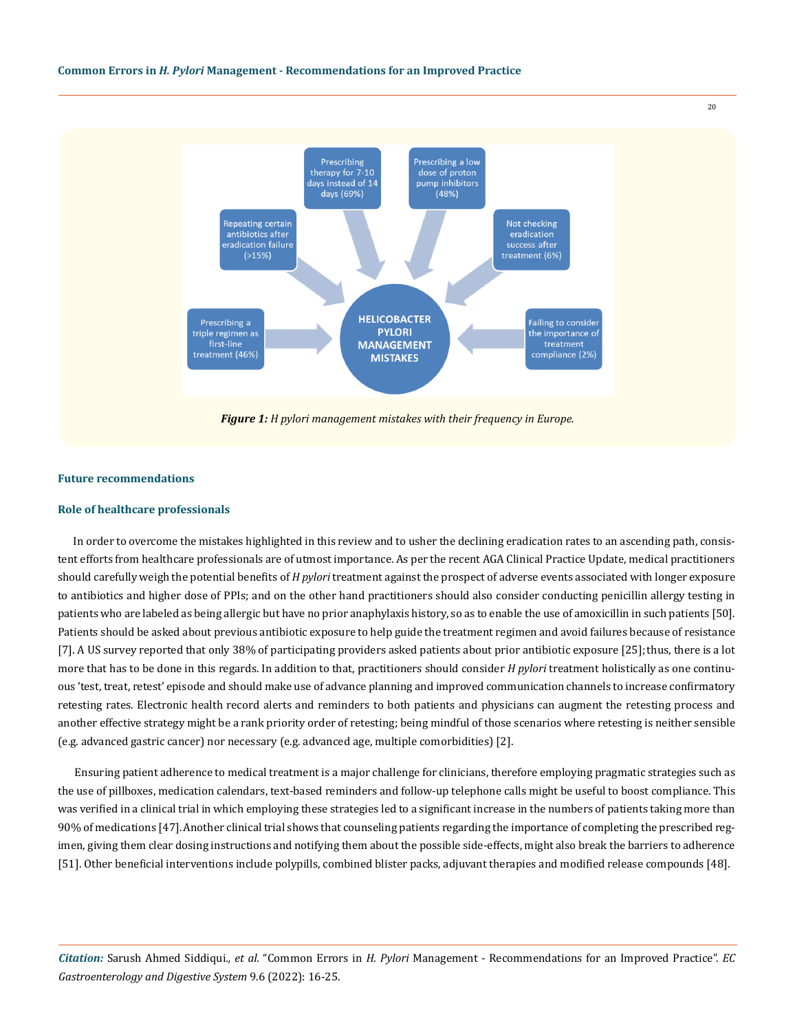Prescribing therapy for 7-10 days instead of 14 days (69%)

Prescribing a low dose of proton pump inhibitors (48%)

Repeating certain antibiotics after eradication failure (>15%)

Not checking eradication success after treatment (6%)

Prescribing a triple regimen as first-line treatment (46%)

HELICOBACTER PYLORI MANAGEMENT MISTAKES

Failing to consider the importance of treatment compliance (2%)

***Figure 1:*** *H pylori management mistakes with their frequency in Europe.*

## Future recommendations

### Role of healthcare professionals

In order to overcome the mistakes highlighted in this review and to usher the declining eradication rates to an ascending path, consistent efforts from healthcare professionals are of utmost importance. As per the recent AGA Clinical Practice Update, medical practitioners should carefully weigh the potential benefits of *H pylori* treatment against the prospect of adverse events associated with longer exposure to antibiotics and higher dose of PPIs; and on the other hand practitioners should also consider conducting penicillin allergy testing in patients who are labeled as being allergic but have no prior anaphylaxis history, so as to enable the use of amoxicillin in such patients [50]. Patients should be asked about previous antibiotic exposure to help guide the treatment regimen and avoid failures because of resistance [7]. A US survey reported that only 38% of participating providers asked patients about prior antibiotic exposure [25]; thus, there is a lot more that has to be done in this regards. In addition to that, practitioners should consider *H pylori* treatment holistically as one continuous 'test, treat, retest' episode and should make use of advance planning and improved communication channels to increase confirmatory retesting rates. Electronic health record alerts and reminders to both patients and physicians can augment the retesting process and another effective strategy might be a rank priority order of retesting; being mindful of those scenarios where retesting is neither sensible (e.g. advanced gastric cancer) nor necessary (e.g. advanced age, multiple comorbidities) [2].

Ensuring patient adherence to medical treatment is a major challenge for clinicians, therefore employing pragmatic strategies such as the use of pillboxes, medication calendars, text-based reminders and follow-up telephone calls might be useful to boost compliance. This was verified in a clinical trial in which employing these strategies led to a significant increase in the numbers of patients taking more than 90% of medications [47]. Another clinical trial shows that counseling patients regarding the importance of completing the prescribed regimen, giving them clear dosing instructions and notifying them about the possible side-effects, might also break the barriers to adherence [51]. Other beneficial interventions include polypills, combined blister packs, adjuvant therapies and modified release compounds [48].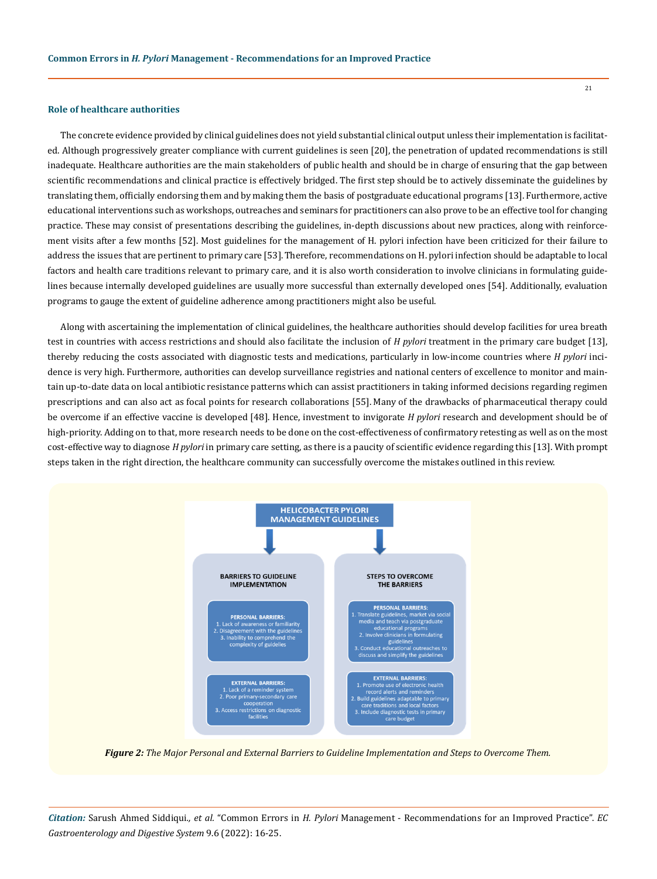### Role of healthcare authorities

The concrete evidence provided by clinical guidelines does not yield substantial clinical output unless their implementation is facilitated. Although progressively greater compliance with current guidelines is seen [20], the penetration of updated recommendations is still inadequate. Healthcare authorities are the main stakeholders of public health and should be in charge of ensuring that the gap between scientific recommendations and clinical practice is effectively bridged. The first step should be to actively disseminate the guidelines by translating them, officially endorsing them and by making them the basis of postgraduate educational programs [13]. Furthermore, active educational interventions such as workshops, outreaches and seminars for practitioners can also prove to be an effective tool for changing practice. These may consist of presentations describing the guidelines, in-depth discussions about new practices, along with reinforcement visits after a few months [52]. Most guidelines for the management of H. pylori infection have been criticized for their failure to address the issues that are pertinent to primary care [53]. Therefore, recommendations on H. pylori infection should be adaptable to local factors and health care traditions relevant to primary care, and it is also worth consideration to involve clinicians in formulating guidelines because internally developed guidelines are usually more successful than externally developed ones [54]. Additionally, evaluation programs to gauge the extent of guideline adherence among practitioners might also be useful.

Along with ascertaining the implementation of clinical guidelines, the healthcare authorities should develop facilities for urea breath test in countries with access restrictions and should also facilitate the inclusion of *H pylori* treatment in the primary care budget [13], thereby reducing the costs associated with diagnostic tests and medications, particularly in low-income countries where *H pylori* incidence is very high. Furthermore, authorities can develop surveillance registries and national centers of excellence to monitor and maintain up-to-date data on local antibiotic resistance patterns which can assist practitioners in taking informed decisions regarding regimen prescriptions and can also act as focal points for research collaborations [55]. Many of the drawbacks of pharmaceutical therapy could be overcome if an effective vaccine is developed [48]. Hence, investment to invigorate *H pylori* research and development should be of high-priority. Adding on to that, more research needs to be done on the cost-effectiveness of confirmatory retesting as well as on the most cost-effective way to diagnose *H pylori* in primary care setting, as there is a paucity of scientific evidence regarding this [13]. With prompt steps taken in the right direction, the healthcare community can successfully overcome the mistakes outlined in this review.

**HELICOBACTER PYLORI MANAGEMENT GUIDELINES**

**BARRIERS TO GUIDELINE IMPLEMENTATION**

**PERSONAL BARRIERS:**
1. Lack of awareness or familiarity
2. Disagreement with the guidelines
3. Inability to comprehend the complexity of guidelies

**EXTERNAL BARRIERS:**
1. Lack of a reminder system
2. Poor primary-secondary care cooperation
3. Access restrictions on diagnostic facilities

**STEPS TO OVERCOME THE BARRIERS**

**PERSONAL BARRIERS:**
1. Translate guidelines, market via social media and teach via postgraduate educational programs
2. Involve clinicians in formulating guidelines
3. Conduct educational outreaches to discuss and simplify the guidelines

**EXTERNAL BARRIERS:**
1. Promote use of electronic health record alerts and reminders
2. Build guidelines adaptable to primary care traditions and local factors
3. Include diagnostic tests in primary care budget

***Figure 2:*** *The Major Personal and External Barriers to Guideline Implementation and Steps to Overcome Them.*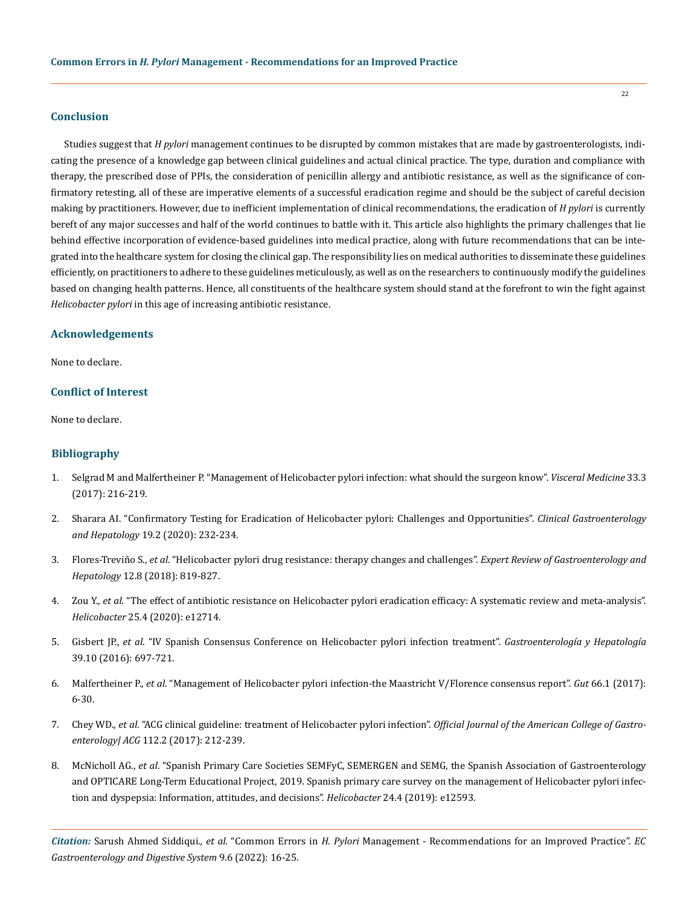## Conclusion

Studies suggest that *H pylori* management continues to be disrupted by common mistakes that are made by gastroenterologists, indicating the presence of a knowledge gap between clinical guidelines and actual clinical practice. The type, duration and compliance with therapy, the prescribed dose of PPIs, the consideration of penicillin allergy and antibiotic resistance, as well as the significance of confirmatory retesting, all of these are imperative elements of a successful eradication regime and should be the subject of careful decision making by practitioners. However, due to inefficient implementation of clinical recommendations, the eradication of *H pylori* is currently bereft of any major successes and half of the world continues to battle with it. This article also highlights the primary challenges that lie behind effective incorporation of evidence-based guidelines into medical practice, along with future recommendations that can be integrated into the healthcare system for closing the clinical gap. The responsibility lies on medical authorities to disseminate these guidelines efficiently, on practitioners to adhere to these guidelines meticulously, as well as on the researchers to continuously modify the guidelines based on changing health patterns. Hence, all constituents of the healthcare system should stand at the forefront to win the fight against *Helicobacter pylori* in this age of increasing antibiotic resistance.

## Acknowledgements

None to declare.

## Conflict of Interest

None to declare.

## Bibliography

1. Selgrad M and Malfertheiner P. "Management of Helicobacter pylori infection: what should the surgeon know". *Visceral Medicine* 33.3 (2017): 216-219.
2. Sharara AI. "Confirmatory Testing for Eradication of Helicobacter pylori: Challenges and Opportunities". *Clinical Gastroenterology and Hepatology* 19.2 (2020): 232-234.
3. Flores-Treviño S., *et al*. "Helicobacter pylori drug resistance: therapy changes and challenges". *Expert Review of Gastroenterology and Hepatology* 12.8 (2018): 819-827.
4. Zou Y., *et al*. "The effect of antibiotic resistance on Helicobacter pylori eradication efficacy: A systematic review and meta-analysis". *Helicobacter* 25.4 (2020): e12714.
5. Gisbert JP., *et al*. "IV Spanish Consensus Conference on Helicobacter pylori infection treatment". *Gastroenterología y Hepatología* 39.10 (2016): 697-721.
6. Malfertheiner P., *et al*. "Management of Helicobacter pylori infection-the Maastricht V/Florence consensus report". *Gut* 66.1 (2017): 6-30.
7. Chey WD., *et al*. "ACG clinical guideline: treatment of Helicobacter pylori infection". *Official Journal of the American College of Gastroenterology| ACG* 112.2 (2017): 212-239.
8. McNicholl AG., *et al*. "Spanish Primary Care Societies SEMFyC, SEMERGEN and SEMG, the Spanish Association of Gastroenterology and OPTICARE Long-Term Educational Project, 2019. Spanish primary care survey on the management of Helicobacter pylori infection and dyspepsia: Information, attitudes, and decisions". *Helicobacter* 24.4 (2019): e12593.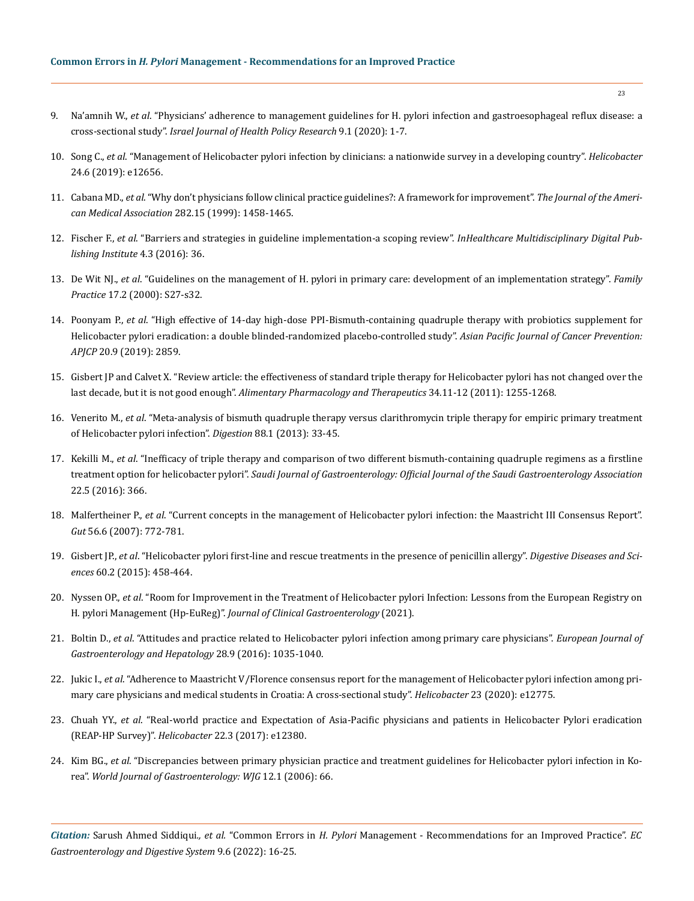9. Na'amnih W., *et al*. "Physicians' adherence to management guidelines for H. pylori infection and gastroesophageal reflux disease: a cross-sectional study". *Israel Journal of Health Policy Research* 9.1 (2020): 1-7.
10. Song C., *et al*. "Management of Helicobacter pylori infection by clinicians: a nationwide survey in a developing country". *Helicobacter* 24.6 (2019): e12656.
11. Cabana MD., *et al*. "Why don't physicians follow clinical practice guidelines?: A framework for improvement". *The Journal of the American Medical Association* 282.15 (1999): 1458-1465.
12. Fischer F., *et al*. "Barriers and strategies in guideline implementation-a scoping review". *InHealthcare Multidisciplinary Digital Publishing Institute* 4.3 (2016): 36.
13. De Wit NJ., *et al*. "Guidelines on the management of H. pylori in primary care: development of an implementation strategy". *Family Practice* 17.2 (2000): S27-s32.
14. Poonyam P., *et al*. "High effective of 14-day high-dose PPI-Bismuth-containing quadruple therapy with probiotics supplement for Helicobacter pylori eradication: a double blinded-randomized placebo-controlled study". *Asian Pacific Journal of Cancer Prevention: APJCP* 20.9 (2019): 2859.
15. Gisbert JP and Calvet X. "Review article: the effectiveness of standard triple therapy for Helicobacter pylori has not changed over the last decade, but it is not good enough". *Alimentary Pharmacology and Therapeutics* 34.11-12 (2011): 1255-1268.
16. Venerito M., *et al*. "Meta-analysis of bismuth quadruple therapy versus clarithromycin triple therapy for empiric primary treatment of Helicobacter pylori infection". *Digestion* 88.1 (2013): 33-45.
17. Kekilli M., *et al*. "Inefficacy of triple therapy and comparison of two different bismuth-containing quadruple regimens as a firstline treatment option for helicobacter pylori". *Saudi Journal of Gastroenterology: Official Journal of the Saudi Gastroenterology Association* 22.5 (2016): 366.
18. Malfertheiner P., *et al*. "Current concepts in the management of Helicobacter pylori infection: the Maastricht III Consensus Report". *Gut* 56.6 (2007): 772-781.
19. Gisbert JP., *et al*. "Helicobacter pylori first-line and rescue treatments in the presence of penicillin allergy". *Digestive Diseases and Sciences* 60.2 (2015): 458-464.
20. Nyssen OP., *et al*. "Room for Improvement in the Treatment of Helicobacter pylori Infection: Lessons from the European Registry on H. pylori Management (Hp-EuReg)". *Journal of Clinical Gastroenterology* (2021).
21. Boltin D., *et al*. "Attitudes and practice related to Helicobacter pylori infection among primary care physicians". *European Journal of Gastroenterology and Hepatology* 28.9 (2016): 1035-1040.
22. Jukic I., *et al*. "Adherence to Maastricht V/Florence consensus report for the management of Helicobacter pylori infection among primary care physicians and medical students in Croatia: A cross-sectional study". *Helicobacter* 23 (2020): e12775.
23. Chuah YY., *et al*. "Real-world practice and Expectation of Asia-Pacific physicians and patients in Helicobacter Pylori eradication (REAP-HP Survey)". *Helicobacter* 22.3 (2017): e12380.
24. Kim BG., *et al*. "Discrepancies between primary physician practice and treatment guidelines for Helicobacter pylori infection in Korea". *World Journal of Gastroenterology: WJG* 12.1 (2006): 66.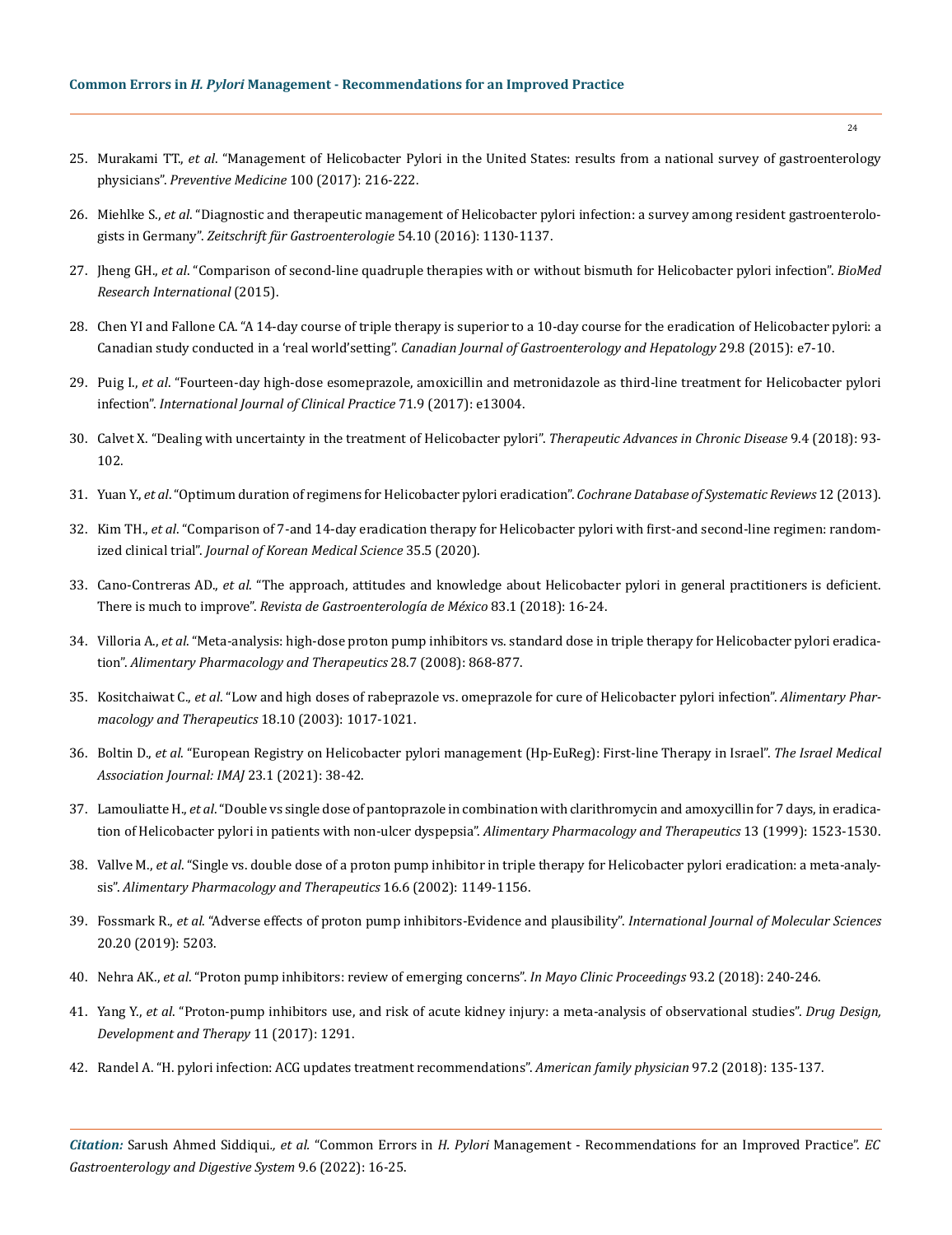25. Murakami TT., *et al*. "Management of Helicobacter Pylori in the United States: results from a national survey of gastroenterology physicians". *Preventive Medicine* 100 (2017): 216-222.
26. Miehlke S., *et al*. "Diagnostic and therapeutic management of Helicobacter pylori infection: a survey among resident gastroenterologists in Germany". *Zeitschrift für Gastroenterologie* 54.10 (2016): 1130-1137.
27. Jheng GH., *et al*. "Comparison of second-line quadruple therapies with or without bismuth for Helicobacter pylori infection". *BioMed Research International* (2015).
28. Chen YI and Fallone CA. "A 14-day course of triple therapy is superior to a 10-day course for the eradication of Helicobacter pylori: a Canadian study conducted in a 'real world'setting". *Canadian Journal of Gastroenterology and Hepatology* 29.8 (2015): e7-10.
29. Puig I., *et al*. "Fourteen-day high-dose esomeprazole, amoxicillin and metronidazole as third-line treatment for Helicobacter pylori infection". *International Journal of Clinical Practice* 71.9 (2017): e13004.
30. Calvet X. "Dealing with uncertainty in the treatment of Helicobacter pylori". *Therapeutic Advances in Chronic Disease* 9.4 (2018): 93-102.
31. Yuan Y., *et al*. "Optimum duration of regimens for Helicobacter pylori eradication". *Cochrane Database of Systematic Reviews* 12 (2013).
32. Kim TH., *et al*. "Comparison of 7-and 14-day eradication therapy for Helicobacter pylori with first-and second-line regimen: randomized clinical trial". *Journal of Korean Medical Science* 35.5 (2020).
33. Cano-Contreras AD., *et al*. "The approach, attitudes and knowledge about Helicobacter pylori in general practitioners is deficient. There is much to improve". *Revista de Gastroenterología de México* 83.1 (2018): 16-24.
34. Villoria A., *et al*. "Meta-analysis: high-dose proton pump inhibitors vs. standard dose in triple therapy for Helicobacter pylori eradication". *Alimentary Pharmacology and Therapeutics* 28.7 (2008): 868-877.
35. Kositchaiwat C., *et al*. "Low and high doses of rabeprazole vs. omeprazole for cure of Helicobacter pylori infection". *Alimentary Pharmacology and Therapeutics* 18.10 (2003): 1017-1021.
36. Boltin D., *et al*. "European Registry on Helicobacter pylori management (Hp-EuReg): First-line Therapy in Israel". *The Israel Medical Association Journal: IMAJ* 23.1 (2021): 38-42.
37. Lamouliatte H., *et al*. "Double vs single dose of pantoprazole in combination with clarithromycin and amoxycillin for 7 days, in eradication of Helicobacter pylori in patients with non-ulcer dyspepsia". *Alimentary Pharmacology and Therapeutics* 13 (1999): 1523-1530.
38. Vallve M., *et al*. "Single vs. double dose of a proton pump inhibitor in triple therapy for Helicobacter pylori eradication: a meta-analysis". *Alimentary Pharmacology and Therapeutics* 16.6 (2002): 1149-1156.
39. Fossmark R., *et al*. "Adverse effects of proton pump inhibitors-Evidence and plausibility". *International Journal of Molecular Sciences* 20.20 (2019): 5203.
40. Nehra AK., *et al*. "Proton pump inhibitors: review of emerging concerns". *In Mayo Clinic Proceedings* 93.2 (2018): 240-246.
41. Yang Y., *et al*. "Proton-pump inhibitors use, and risk of acute kidney injury: a meta-analysis of observational studies". *Drug Design, Development and Therapy* 11 (2017): 1291.
42. Randel A. "H. pylori infection: ACG updates treatment recommendations". *American family physician* 97.2 (2018): 135-137.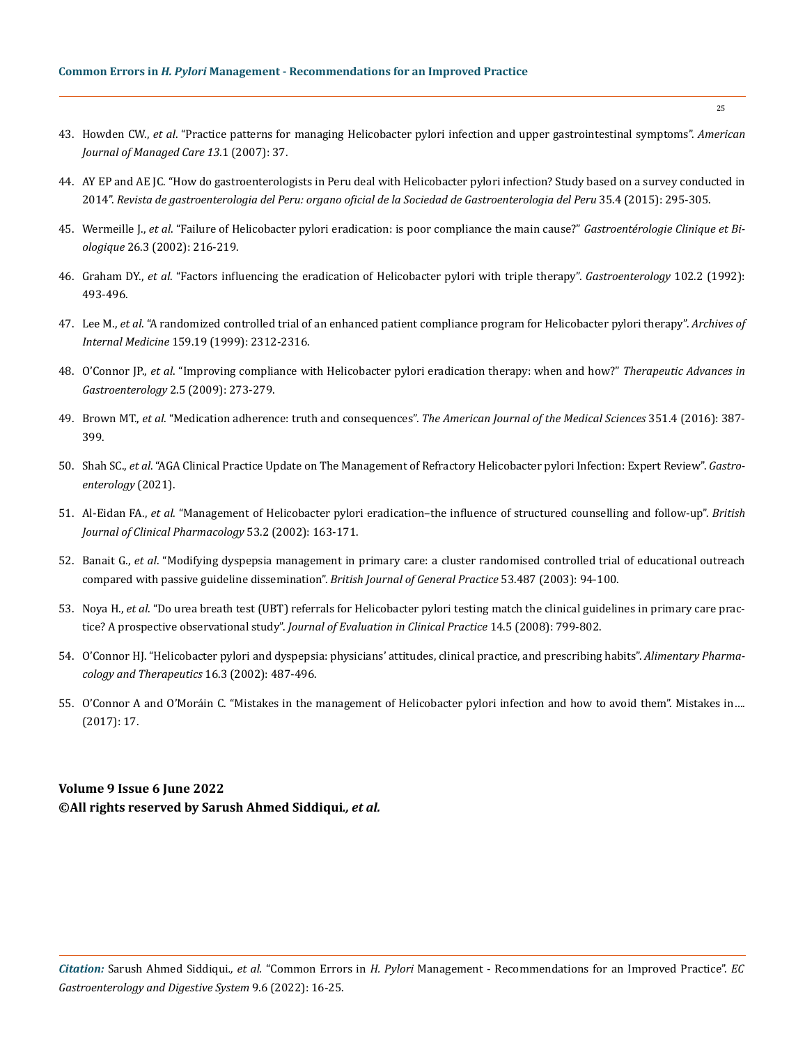43. Howden CW., *et al*. "Practice patterns for managing Helicobacter pylori infection and upper gastrointestinal symptoms". *American Journal of Managed Care 13*.1 (2007): 37.

44. AY EP and AE JC. "How do gastroenterologists in Peru deal with Helicobacter pylori infection? Study based on a survey conducted in 2014". *Revista de gastroenterologia del Peru: organo oficial de la Sociedad de Gastroenterologia del Peru* 35.4 (2015): 295-305.

45. Wermeille J., *et al*. "Failure of Helicobacter pylori eradication: is poor compliance the main cause?" *Gastroentérologie Clinique et Biologique* 26.3 (2002): 216-219.

46. Graham DY., *et al*. "Factors influencing the eradication of Helicobacter pylori with triple therapy". *Gastroenterology* 102.2 (1992): 493-496.

47. Lee M., *et al*. "A randomized controlled trial of an enhanced patient compliance program for Helicobacter pylori therapy". *Archives of Internal Medicine* 159.19 (1999): 2312-2316.

48. O'Connor JP., *et al*. "Improving compliance with Helicobacter pylori eradication therapy: when and how?" *Therapeutic Advances in Gastroenterology* 2.5 (2009): 273-279.

49. Brown MT., *et al*. "Medication adherence: truth and consequences". *The American Journal of the Medical Sciences* 351.4 (2016): 387-399.

50. Shah SC., *et al*. "AGA Clinical Practice Update on The Management of Refractory Helicobacter pylori Infection: Expert Review". *Gastroenterology* (2021).

51. Al-Eidan FA., *et al*. "Management of Helicobacter pylori eradication–the influence of structured counselling and follow-up". *British Journal of Clinical Pharmacology* 53.2 (2002): 163-171.

52. Banait G., *et al*. "Modifying dyspepsia management in primary care: a cluster randomised controlled trial of educational outreach compared with passive guideline dissemination". *British Journal of General Practice* 53.487 (2003): 94-100.

53. Noya H., *et al*. "Do urea breath test (UBT) referrals for Helicobacter pylori testing match the clinical guidelines in primary care practice? A prospective observational study". *Journal of Evaluation in Clinical Practice* 14.5 (2008): 799-802.

54. O'Connor HJ. "Helicobacter pylori and dyspepsia: physicians' attitudes, clinical practice, and prescribing habits". *Alimentary Pharmacology and Therapeutics* 16.3 (2002): 487-496.

55. O'Connor A and O'Moráin C. "Mistakes in the management of Helicobacter pylori infection and how to avoid them". Mistakes in…. (2017): 17.

**Volume 9 Issue 6 June 2022**
**©All rights reserved by Sarush Ahmed Siddiqui.*, et al.***